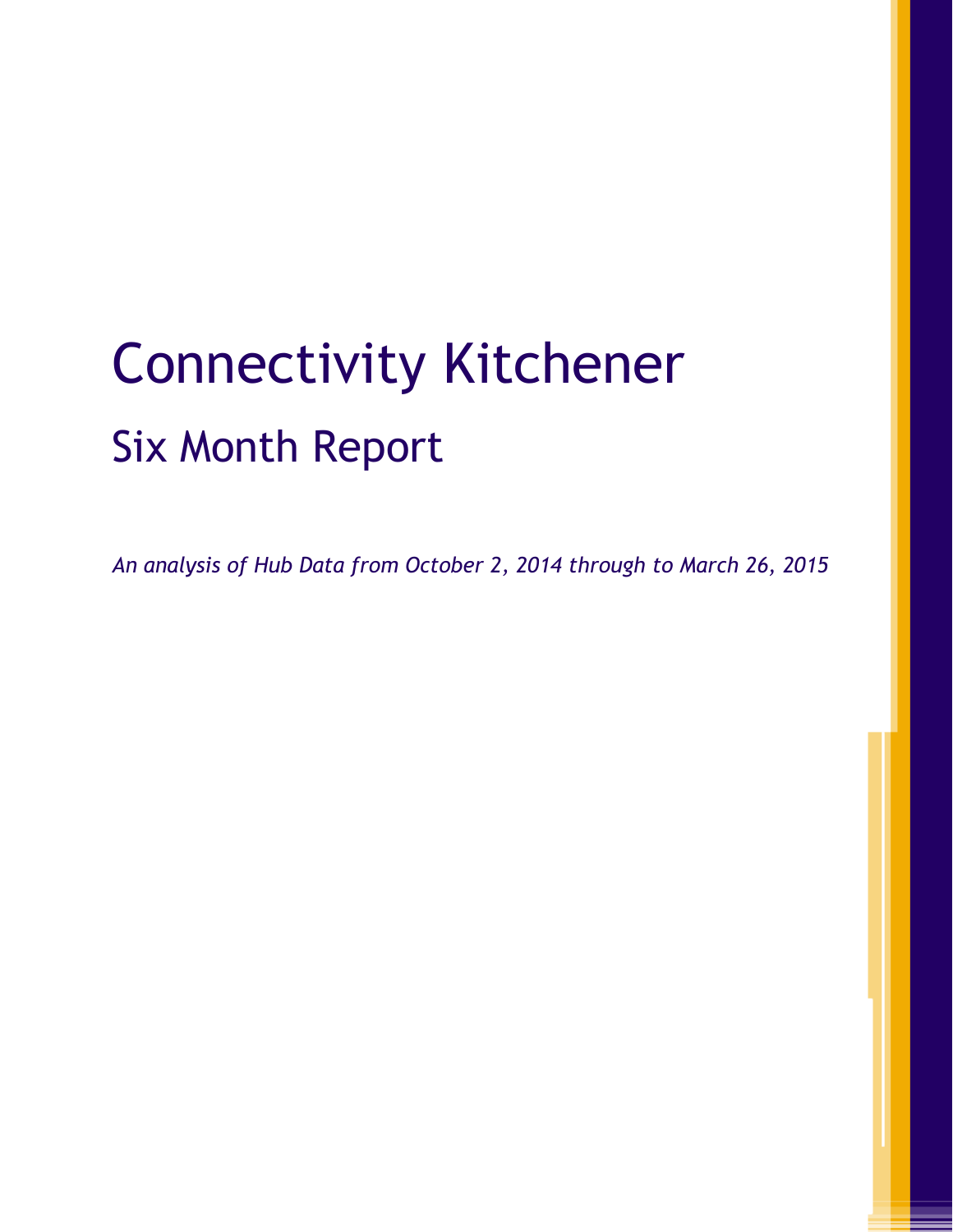# Connectivity Kitchener

## Six Month Report

*An analysis of Hub Data from October 2, 2014 through to March 26, 2015*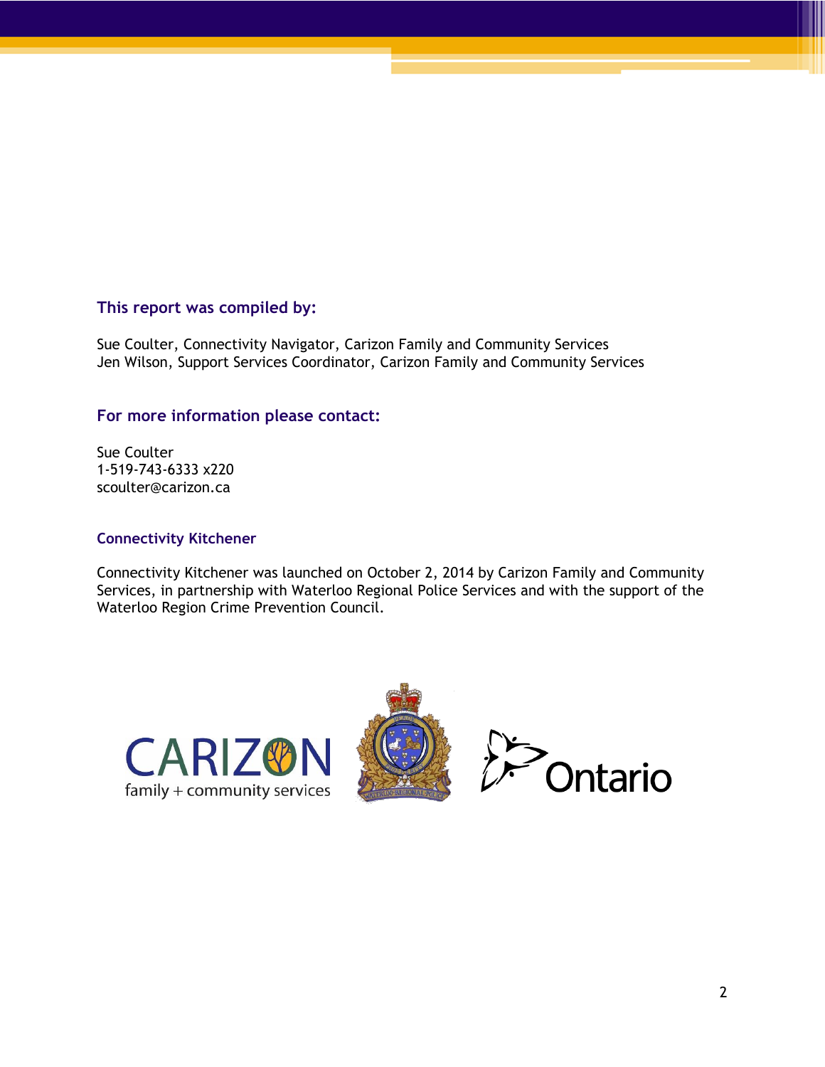### This report was compiled by:

Sue Coulter, Connectivity Navigator, Carizon Family and Community Services
Jen Wilson, Support Services Coordinator, Carizon Family and Community Services

### For more information please contact:

Sue Coulter
1-519-743-6333 x220
scoulter@carizon.ca

#### Connectivity Kitchener

Connectivity Kitchener was launched on October 2, 2014 by Carizon Family and Community Services, in partnership with Waterloo Regional Police Services and with the support of the Waterloo Region Crime Prevention Council.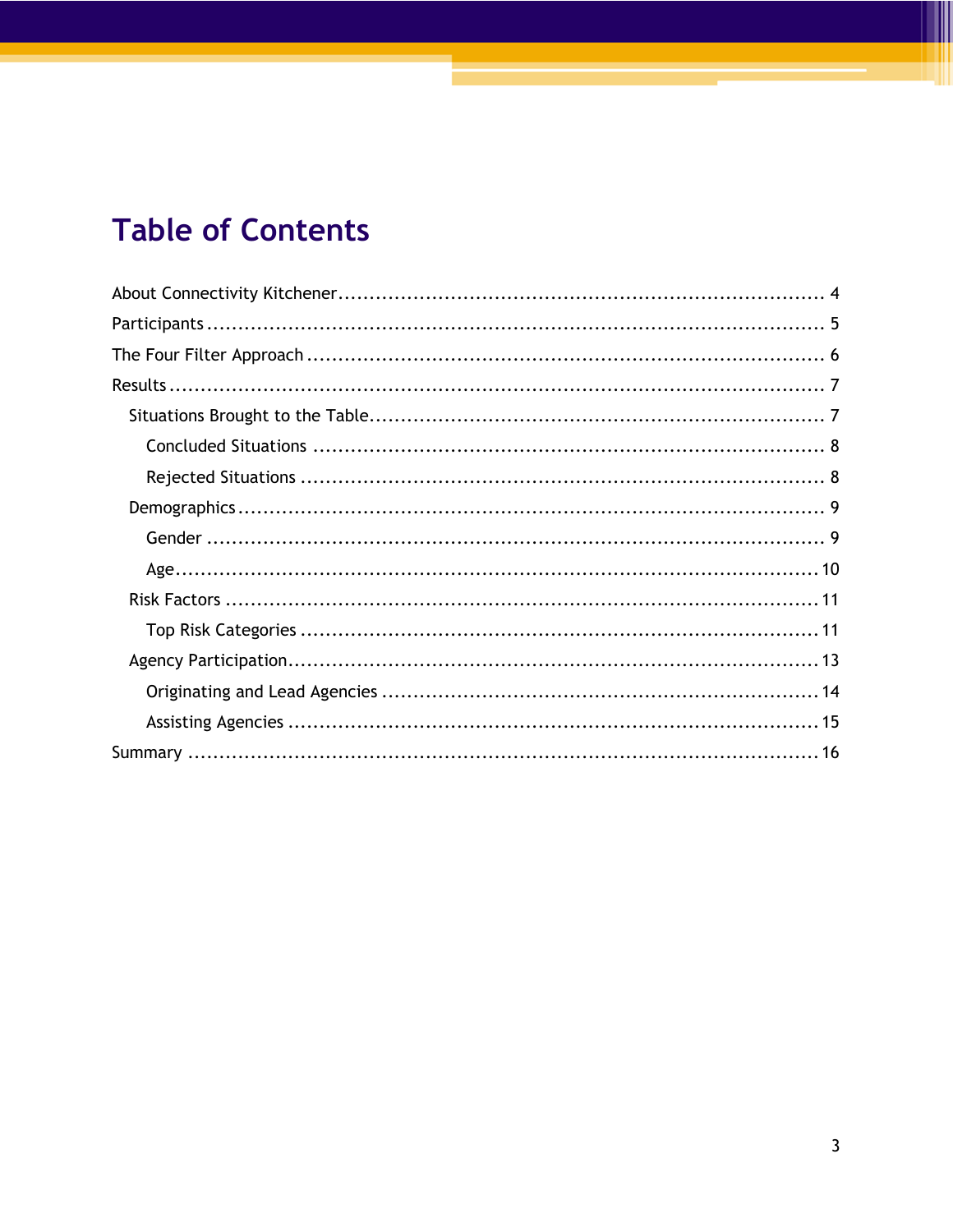# Table of Contents

- About Connectivity Kitchener ... 4
- Participants ... 5
- The Four Filter Approach ... 6
- Results ... 7
  - Situations Brought to the Table ... 7
    - Concluded Situations ... 8
    - Rejected Situations ... 8
  - Demographics ... 9
    - Gender ... 9
    - Age ... 10
  - Risk Factors ... 11
    - Top Risk Categories ... 11
  - Agency Participation ... 13
    - Originating and Lead Agencies ... 14
    - Assisting Agencies ... 15
- Summary ... 16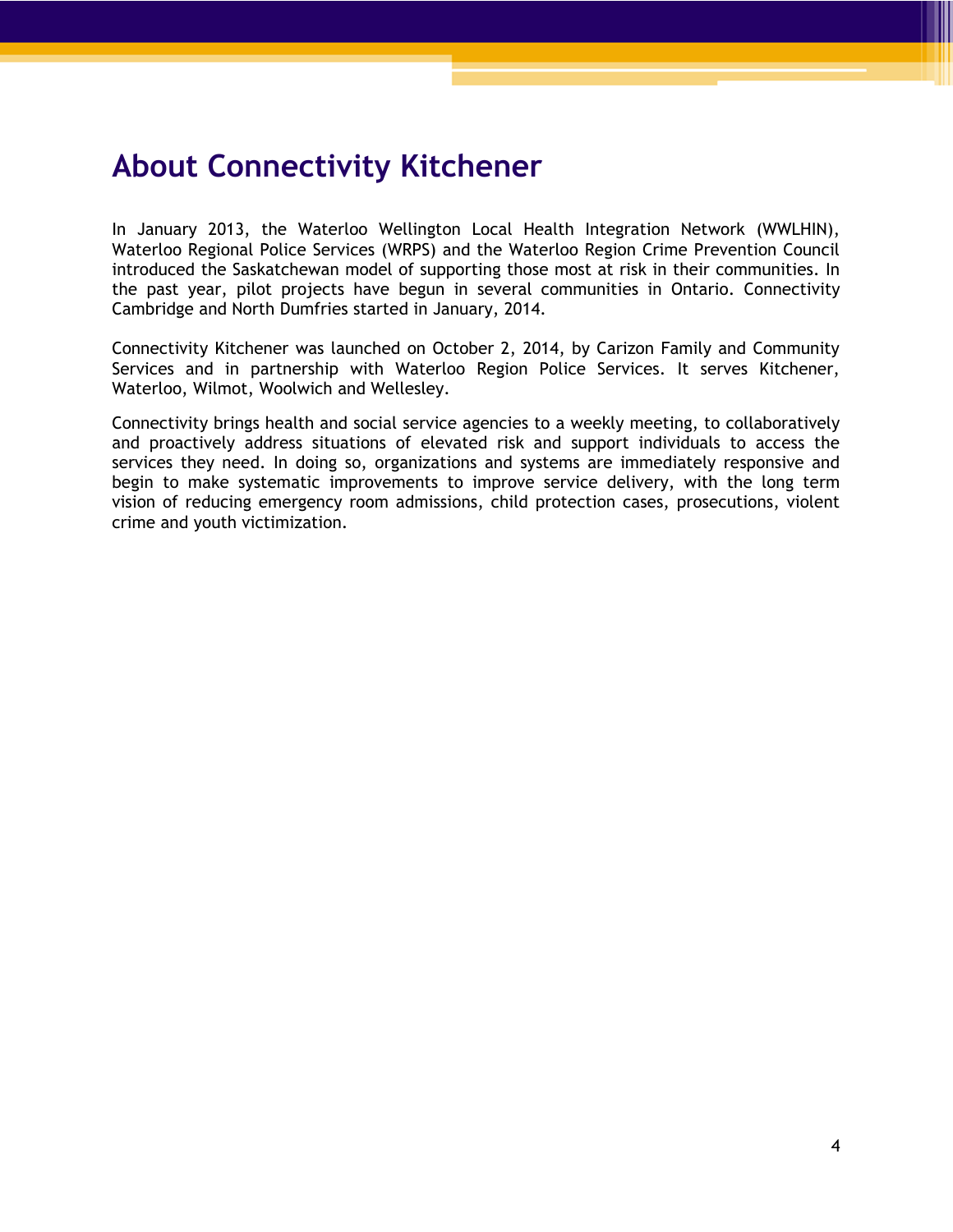# About Connectivity Kitchener

In January 2013, the Waterloo Wellington Local Health Integration Network (WWLHIN), Waterloo Regional Police Services (WRPS) and the Waterloo Region Crime Prevention Council introduced the Saskatchewan model of supporting those most at risk in their communities. In the past year, pilot projects have begun in several communities in Ontario. Connectivity Cambridge and North Dumfries started in January, 2014.

Connectivity Kitchener was launched on October 2, 2014, by Carizon Family and Community Services and in partnership with Waterloo Region Police Services. It serves Kitchener, Waterloo, Wilmot, Woolwich and Wellesley.

Connectivity brings health and social service agencies to a weekly meeting, to collaboratively and proactively address situations of elevated risk and support individuals to access the services they need. In doing so, organizations and systems are immediately responsive and begin to make systematic improvements to improve service delivery, with the long term vision of reducing emergency room admissions, child protection cases, prosecutions, violent crime and youth victimization.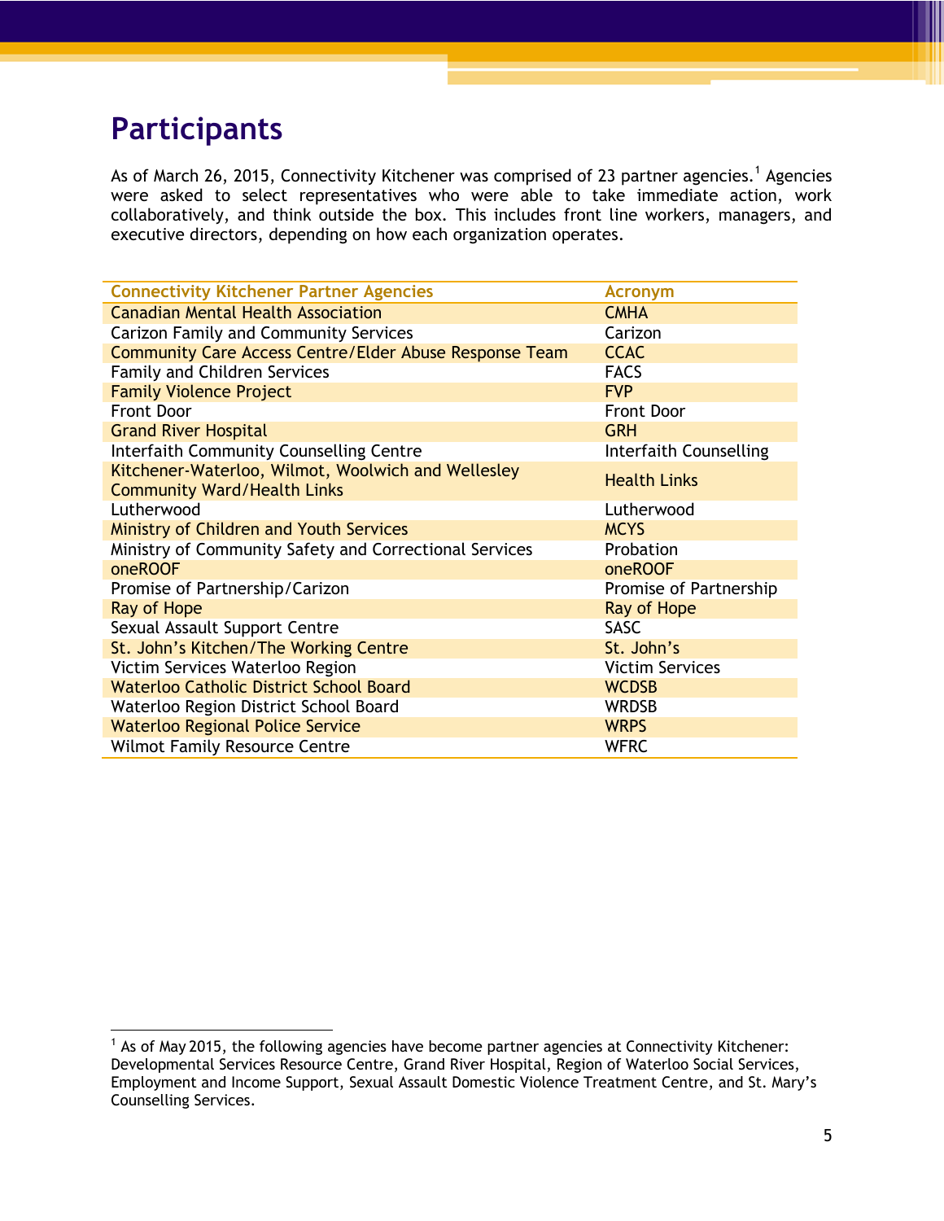# Participants

As of March 26, 2015, Connectivity Kitchener was comprised of 23 partner agencies.[1] Agencies were asked to select representatives who were able to take immediate action, work collaboratively, and think outside the box. This includes front line workers, managers, and executive directors, depending on how each organization operates.

| Connectivity Kitchener Partner Agencies | Acronym |
|---|---|
| Canadian Mental Health Association | CMHA |
| Carizon Family and Community Services | Carizon |
| Community Care Access Centre/Elder Abuse Response Team | CCAC |
| Family and Children Services | FACS |
| Family Violence Project | FVP |
| Front Door | Front Door |
| Grand River Hospital | GRH |
| Interfaith Community Counselling Centre | Interfaith Counselling |
| Kitchener-Waterloo, Wilmot, Woolwich and Wellesley Community Ward/Health Links | Health Links |
| Lutherwood | Lutherwood |
| Ministry of Children and Youth Services | MCYS |
| Ministry of Community Safety and Correctional Services | Probation |
| oneROOF | oneROOF |
| Promise of Partnership/Carizon | Promise of Partnership |
| Ray of Hope | Ray of Hope |
| Sexual Assault Support Centre | SASC |
| St. John's Kitchen/The Working Centre | St. John's |
| Victim Services Waterloo Region | Victim Services |
| Waterloo Catholic District School Board | WCDSB |
| Waterloo Region District School Board | WRDSB |
| Waterloo Regional Police Service | WRPS |
| Wilmot Family Resource Centre | WFRC |

[1] As of May 2015, the following agencies have become partner agencies at Connectivity Kitchener: Developmental Services Resource Centre, Grand River Hospital, Region of Waterloo Social Services, Employment and Income Support, Sexual Assault Domestic Violence Treatment Centre, and St. Mary's Counselling Services.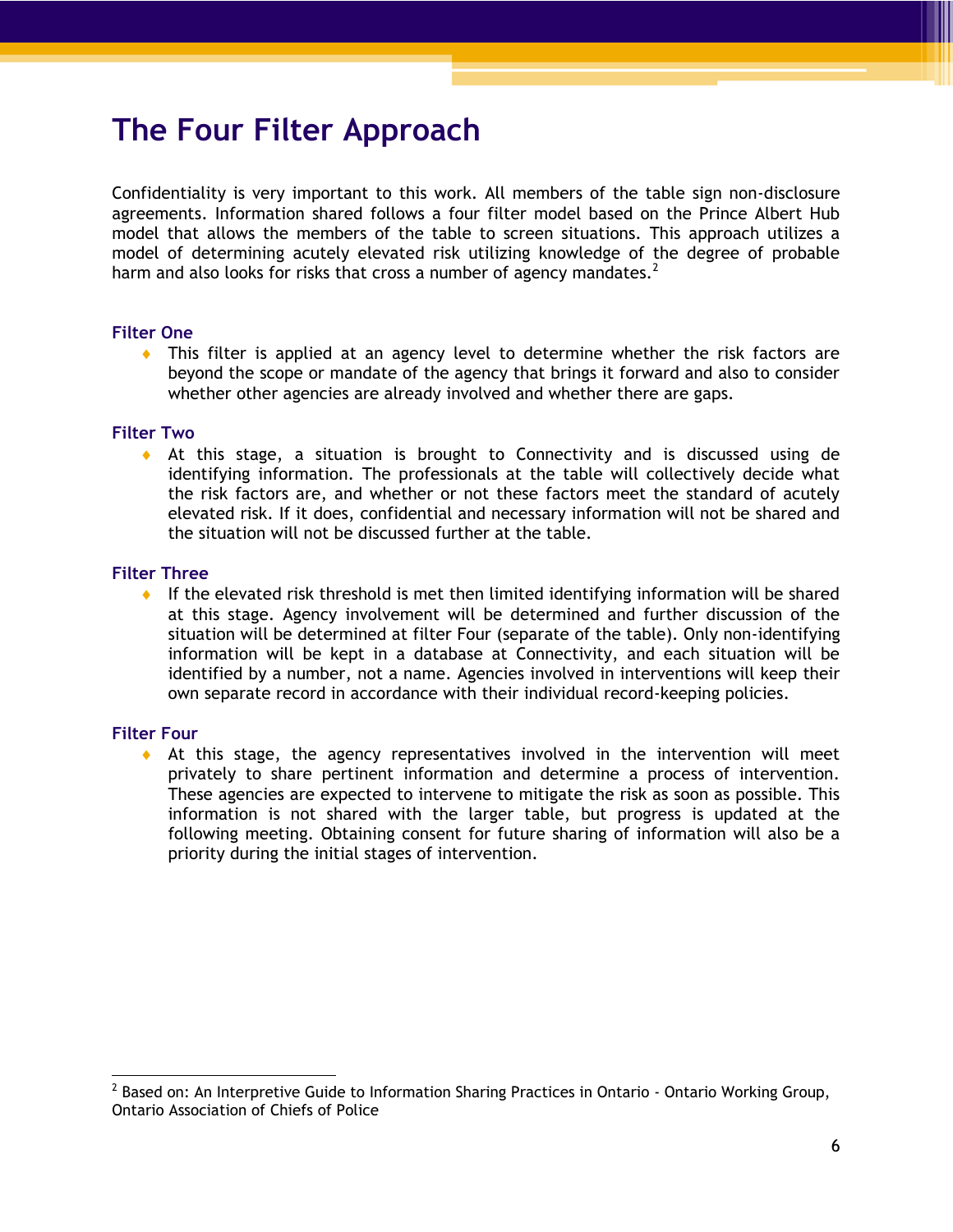# The Four Filter Approach

Confidentiality is very important to this work. All members of the table sign non-disclosure agreements. Information shared follows a four filter model based on the Prince Albert Hub model that allows the members of the table to screen situations. This approach utilizes a model of determining acutely elevated risk utilizing knowledge of the degree of probable harm and also looks for risks that cross a number of agency mandates.[2]

### Filter One

- This filter is applied at an agency level to determine whether the risk factors are beyond the scope or mandate of the agency that brings it forward and also to consider whether other agencies are already involved and whether there are gaps.

### Filter Two

- At this stage, a situation is brought to Connectivity and is discussed using de identifying information. The professionals at the table will collectively decide what the risk factors are, and whether or not these factors meet the standard of acutely elevated risk. If it does, confidential and necessary information will not be shared and the situation will not be discussed further at the table.

### Filter Three

- If the elevated risk threshold is met then limited identifying information will be shared at this stage. Agency involvement will be determined and further discussion of the situation will be determined at filter Four (separate of the table). Only non-identifying information will be kept in a database at Connectivity, and each situation will be identified by a number, not a name. Agencies involved in interventions will keep their own separate record in accordance with their individual record-keeping policies.

### Filter Four

- At this stage, the agency representatives involved in the intervention will meet privately to share pertinent information and determine a process of intervention. These agencies are expected to intervene to mitigate the risk as soon as possible. This information is not shared with the larger table, but progress is updated at the following meeting. Obtaining consent for future sharing of information will also be a priority during the initial stages of intervention.

---

[2] Based on: An Interpretive Guide to Information Sharing Practices in Ontario - Ontario Working Group, Ontario Association of Chiefs of Police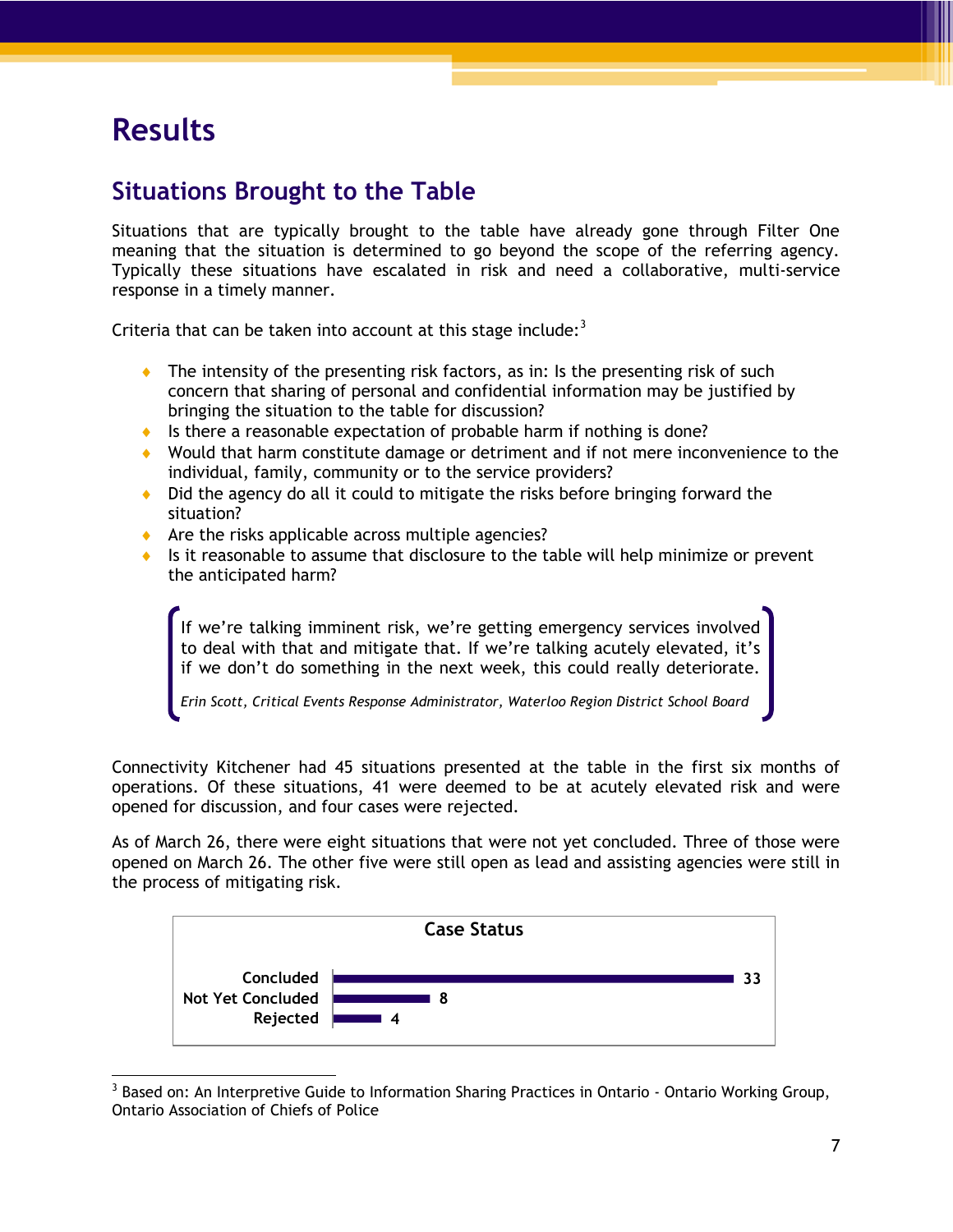# Results

## Situations Brought to the Table

Situations that are typically brought to the table have already gone through Filter One meaning that the situation is determined to go beyond the scope of the referring agency. Typically these situations have escalated in risk and need a collaborative, multi-service response in a timely manner.

Criteria that can be taken into account at this stage include:[3]

- The intensity of the presenting risk factors, as in: Is the presenting risk of such concern that sharing of personal and confidential information may be justified by bringing the situation to the table for discussion?
- Is there a reasonable expectation of probable harm if nothing is done?
- Would that harm constitute damage or detriment and if not mere inconvenience to the individual, family, community or to the service providers?
- Did the agency do all it could to mitigate the risks before bringing forward the situation?
- Are the risks applicable across multiple agencies?
- Is it reasonable to assume that disclosure to the table will help minimize or prevent the anticipated harm?

> If we're talking imminent risk, we're getting emergency services involved to deal with that and mitigate that. If we're talking acutely elevated, it's if we don't do something in the next week, this could really deteriorate.
>
> *Erin Scott, Critical Events Response Administrator, Waterloo Region District School Board*

Connectivity Kitchener had 45 situations presented at the table in the first six months of operations. Of these situations, 41 were deemed to be at acutely elevated risk and were opened for discussion, and four cases were rejected.

As of March 26, there were eight situations that were not yet concluded. Three of those were opened on March 26. The other five were still open as lead and assisting agencies were still in the process of mitigating risk.

**Case Status**

| Status | Count |
|---|---|
| Concluded | 33 |
| Not Yet Concluded | 8 |
| Rejected | 4 |

[3] Based on: An Interpretive Guide to Information Sharing Practices in Ontario - Ontario Working Group, Ontario Association of Chiefs of Police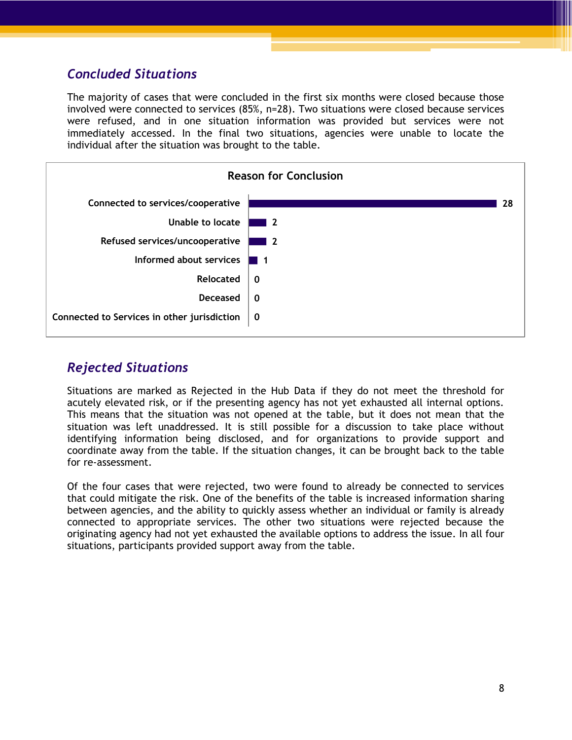## *Concluded Situations*

The majority of cases that were concluded in the first six months were closed because those involved were connected to services (85%, n=28). Two situations were closed because services were refused, and in one situation information was provided but services were not immediately accessed. In the final two situations, agencies were unable to locate the individual after the situation was brought to the table.

**Reason for Conclusion**

| Reason | Count |
|---|---|
| Connected to services/cooperative | 28 |
| Unable to locate | 2 |
| Refused services/uncooperative | 2 |
| Informed about services | 1 |
| Relocated | 0 |
| Deceased | 0 |
| Connected to Services in other jurisdiction | 0 |

## *Rejected Situations*

Situations are marked as Rejected in the Hub Data if they do not meet the threshold for acutely elevated risk, or if the presenting agency has not yet exhausted all internal options. This means that the situation was not opened at the table, but it does not mean that the situation was left unaddressed. It is still possible for a discussion to take place without identifying information being disclosed, and for organizations to provide support and coordinate away from the table. If the situation changes, it can be brought back to the table for re-assessment.

Of the four cases that were rejected, two were found to already be connected to services that could mitigate the risk. One of the benefits of the table is increased information sharing between agencies, and the ability to quickly assess whether an individual or family is already connected to appropriate services. The other two situations were rejected because the originating agency had not yet exhausted the available options to address the issue. In all four situations, participants provided support away from the table.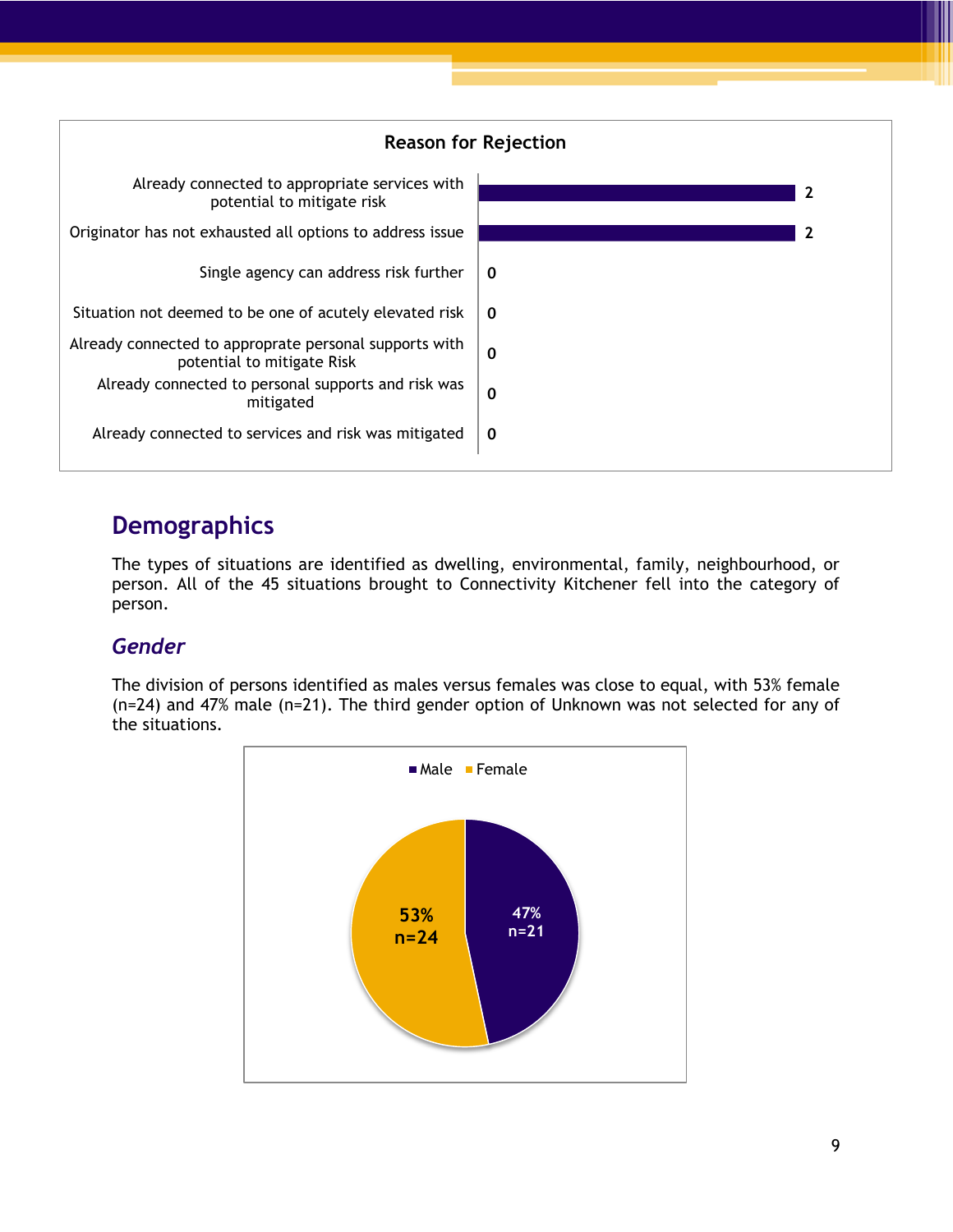**Reason for Rejection**

| Reason | Count |
|---|---|
| Already connected to appropriate services with potential to mitigate risk | 2 |
| Originator has not exhausted all options to address issue | 2 |
| Single agency can address risk further | 0 |
| Situation not deemed to be one of acutely elevated risk | 0 |
| Already connected to approprate personal supports with potential to mitigate Risk | 0 |
| Already connected to personal supports and risk was mitigated | 0 |
| Already connected to services and risk was mitigated | 0 |

## Demographics

The types of situations are identified as dwelling, environmental, family, neighbourhood, or person. All of the 45 situations brought to Connectivity Kitchener fell into the category of person.

### *Gender*

The division of persons identified as males versus females was close to equal, with 53% female (n=24) and 47% male (n=21). The third gender option of Unknown was not selected for any of the situations.

| Gender | Percent | n |
|---|---|---|
| Male | 47% | 21 |
| Female | 53% | 24 |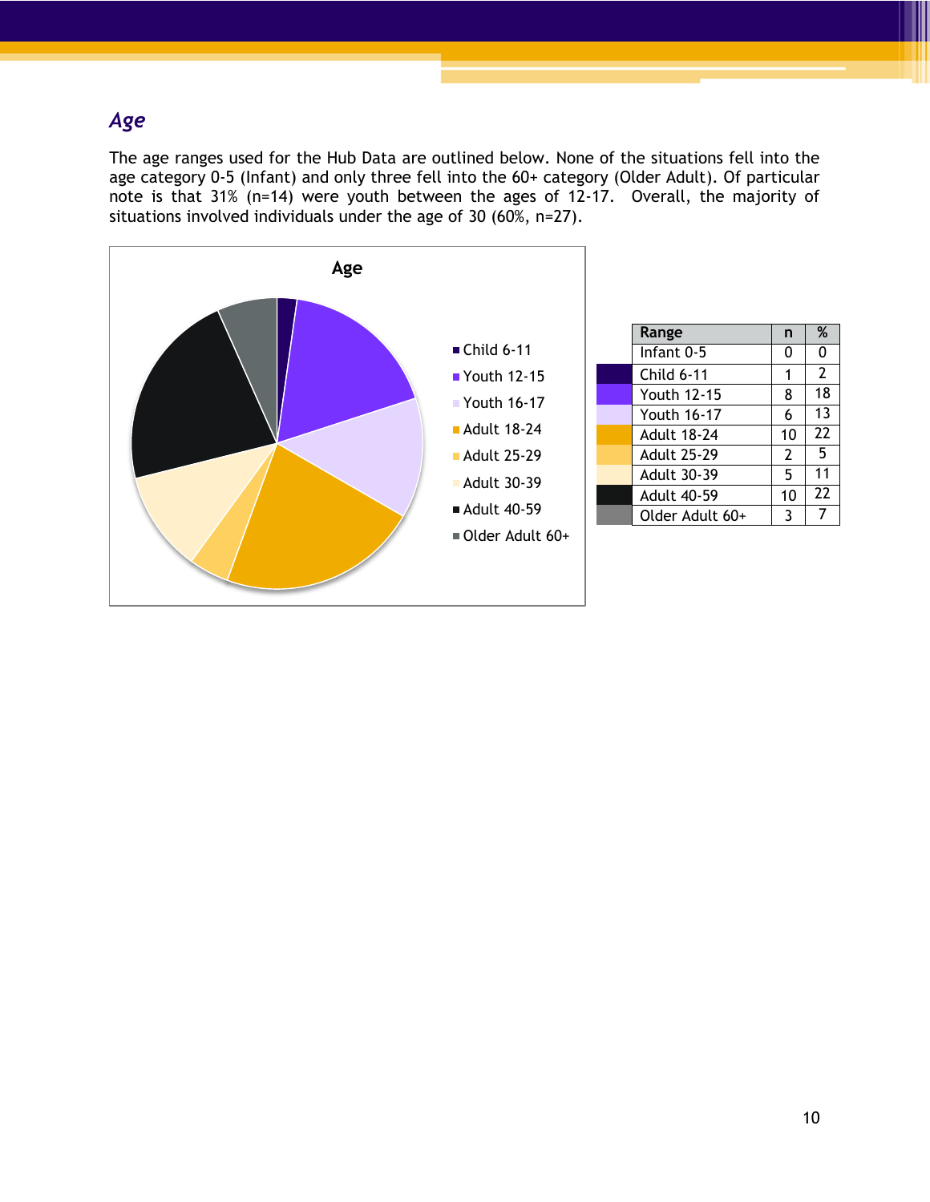## *Age*

The age ranges used for the Hub Data are outlined below. None of the situations fell into the age category 0-5 (Infant) and only three fell into the 60+ category (Older Adult). Of particular note is that 31% (n=14) were youth between the ages of 12-17. Overall, the majority of situations involved individuals under the age of 30 (60%, n=27).

**Age**

- Child 6-11
- Youth 12-15
- Youth 16-17
- Adult 18-24
- Adult 25-29
- Adult 30-39
- Adult 40-59
- Older Adult 60+

| Range | n | % |
|---|---|---|
| Infant 0-5 | 0 | 0 |
| Child 6-11 | 1 | 2 |
| Youth 12-15 | 8 | 18 |
| Youth 16-17 | 6 | 13 |
| Adult 18-24 | 10 | 22 |
| Adult 25-29 | 2 | 5 |
| Adult 30-39 | 5 | 11 |
| Adult 40-59 | 10 | 22 |
| Older Adult 60+ | 3 | 7 |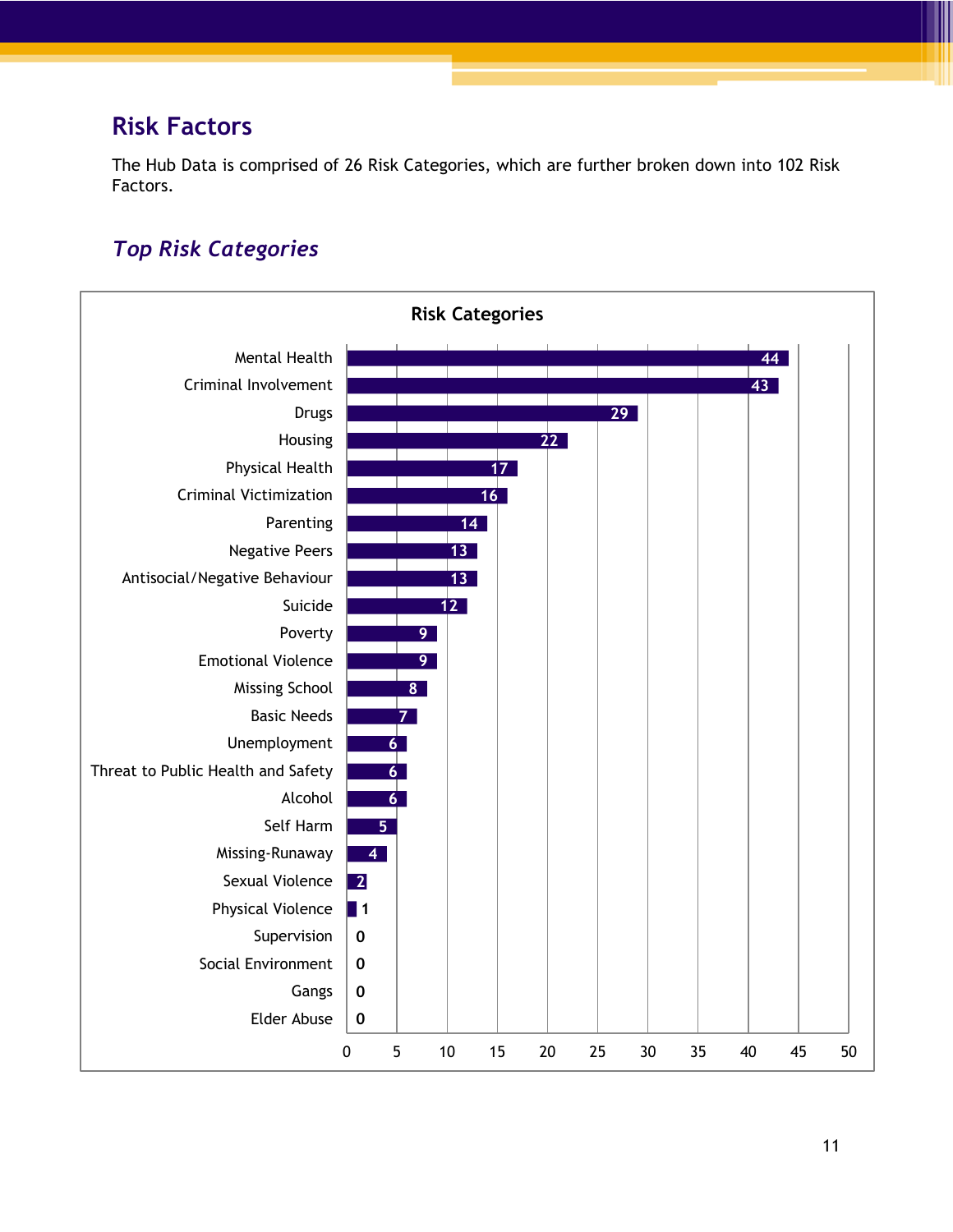## Risk Factors

The Hub Data is comprised of 26 Risk Categories, which are further broken down into 102 Risk Factors.

### *Top Risk Categories*

**Risk Categories**

| Risk Category | Count |
|---|---|
| Mental Health | 44 |
| Criminal Involvement | 43 |
| Drugs | 29 |
| Housing | 22 |
| Physical Health | 17 |
| Criminal Victimization | 16 |
| Parenting | 14 |
| Negative Peers | 13 |
| Antisocial/Negative Behaviour | 13 |
| Suicide | 12 |
| Poverty | 9 |
| Emotional Violence | 9 |
| Missing School | 8 |
| Basic Needs | 7 |
| Unemployment | 6 |
| Threat to Public Health and Safety | 6 |
| Alcohol | 6 |
| Self Harm | 5 |
| Missing-Runaway | 4 |
| Sexual Violence | 2 |
| Physical Violence | 1 |
| Supervision | 0 |
| Social Environment | 0 |
| Gangs | 0 |
| Elder Abuse | 0 |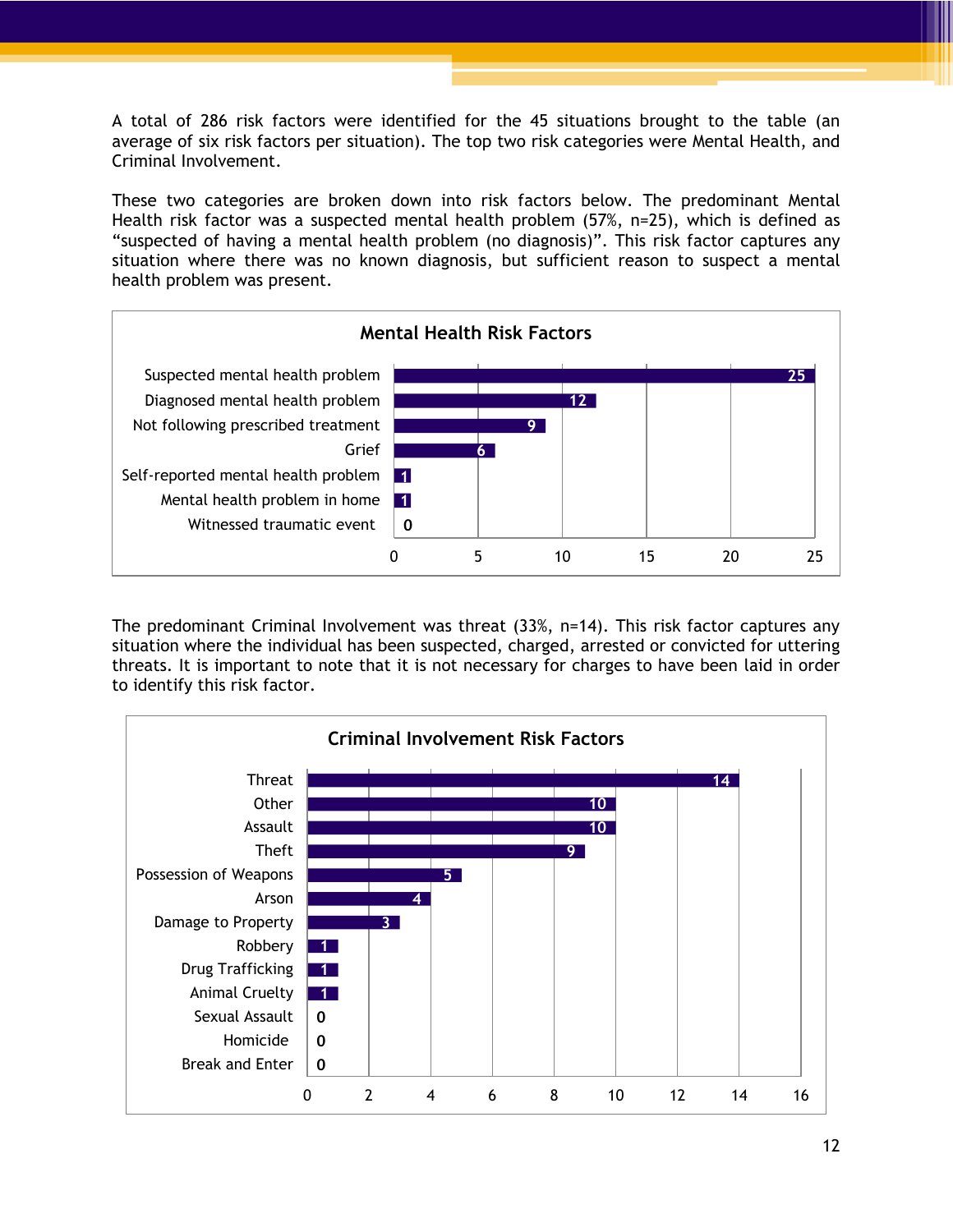A total of 286 risk factors were identified for the 45 situations brought to the table (an average of six risk factors per situation). The top two risk categories were Mental Health, and Criminal Involvement.

These two categories are broken down into risk factors below. The predominant Mental Health risk factor was a suspected mental health problem (57%, n=25), which is defined as "suspected of having a mental health problem (no diagnosis)". This risk factor captures any situation where there was no known diagnosis, but sufficient reason to suspect a mental health problem was present.

**Mental Health Risk Factors**

| Risk Factor | Count |
|---|---|
| Suspected mental health problem | 25 |
| Diagnosed mental health problem | 12 |
| Not following prescribed treatment | 9 |
| Grief | 6 |
| Self-reported mental health problem | 1 |
| Mental health problem in home | 1 |
| Witnessed traumatic event | 0 |

The predominant Criminal Involvement was threat (33%, n=14). This risk factor captures any situation where the individual has been suspected, charged, arrested or convicted for uttering threats. It is important to note that it is not necessary for charges to have been laid in order to identify this risk factor.

**Criminal Involvement Risk Factors**

| Risk Factor | Count |
|---|---|
| Threat | 14 |
| Other | 10 |
| Assault | 10 |
| Theft | 9 |
| Possession of Weapons | 5 |
| Arson | 4 |
| Damage to Property | 3 |
| Robbery | 1 |
| Drug Trafficking | 1 |
| Animal Cruelty | 1 |
| Sexual Assault | 0 |
| Homicide | 0 |
| Break and Enter | 0 |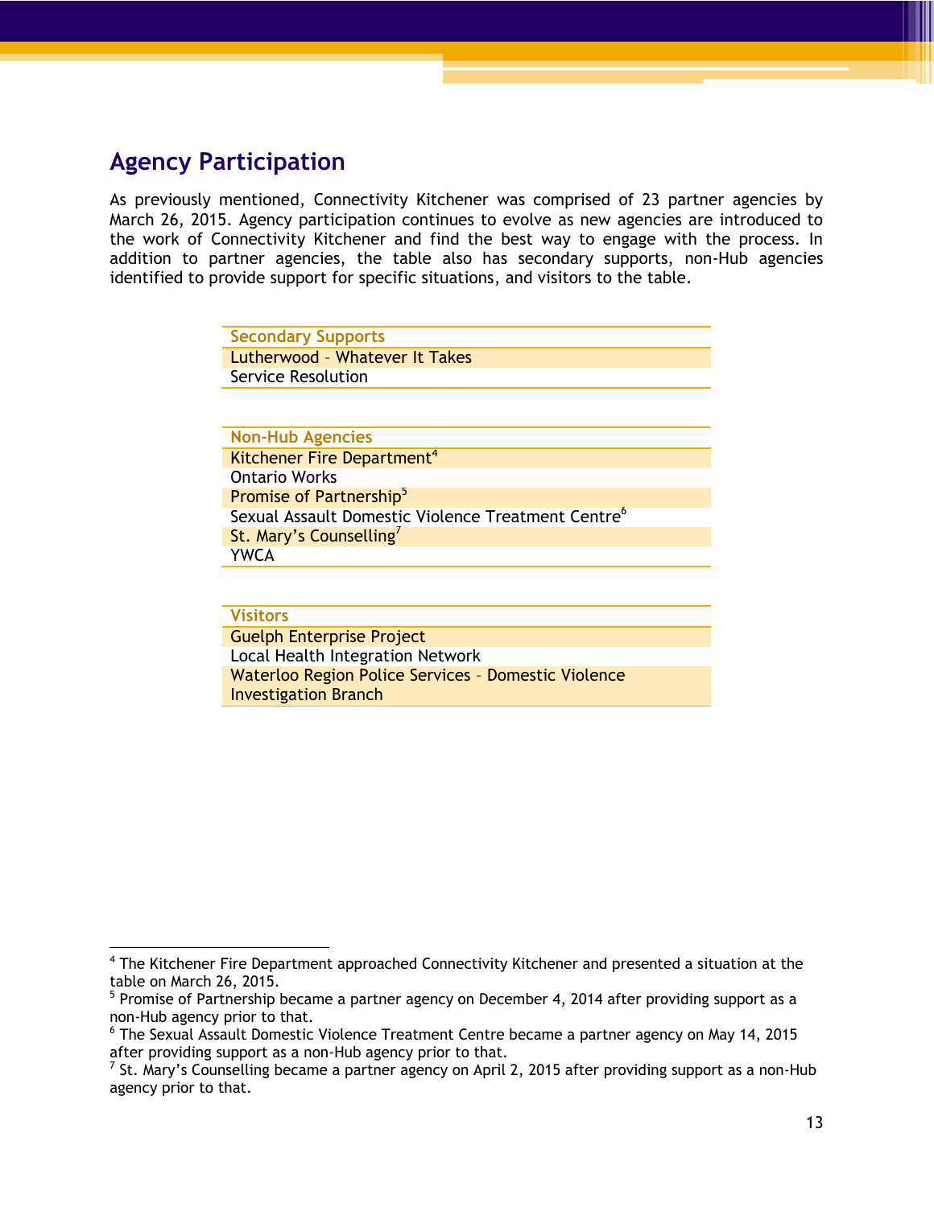## Agency Participation

As previously mentioned, Connectivity Kitchener was comprised of 23 partner agencies by March 26, 2015. Agency participation continues to evolve as new agencies are introduced to the work of Connectivity Kitchener and find the best way to engage with the process. In addition to partner agencies, the table also has secondary supports, non-Hub agencies identified to provide support for specific situations, and visitors to the table.

| Secondary Supports |
|---|
| Lutherwood – Whatever It Takes |
| Service Resolution |

| Non-Hub Agencies |
|---|
| Kitchener Fire Department[4] |
| Ontario Works |
| Promise of Partnership[5] |
| Sexual Assault Domestic Violence Treatment Centre[6] |
| St. Mary's Counselling[7] |
| YWCA |

| Visitors |
|---|
| Guelph Enterprise Project |
| Local Health Integration Network |
| Waterloo Region Police Services – Domestic Violence Investigation Branch |

---

[4] The Kitchener Fire Department approached Connectivity Kitchener and presented a situation at the table on March 26, 2015.

[5] Promise of Partnership became a partner agency on December 4, 2014 after providing support as a non-Hub agency prior to that.

[6] The Sexual Assault Domestic Violence Treatment Centre became a partner agency on May 14, 2015 after providing support as a non-Hub agency prior to that.

[7] St. Mary's Counselling became a partner agency on April 2, 2015 after providing support as a non-Hub agency prior to that.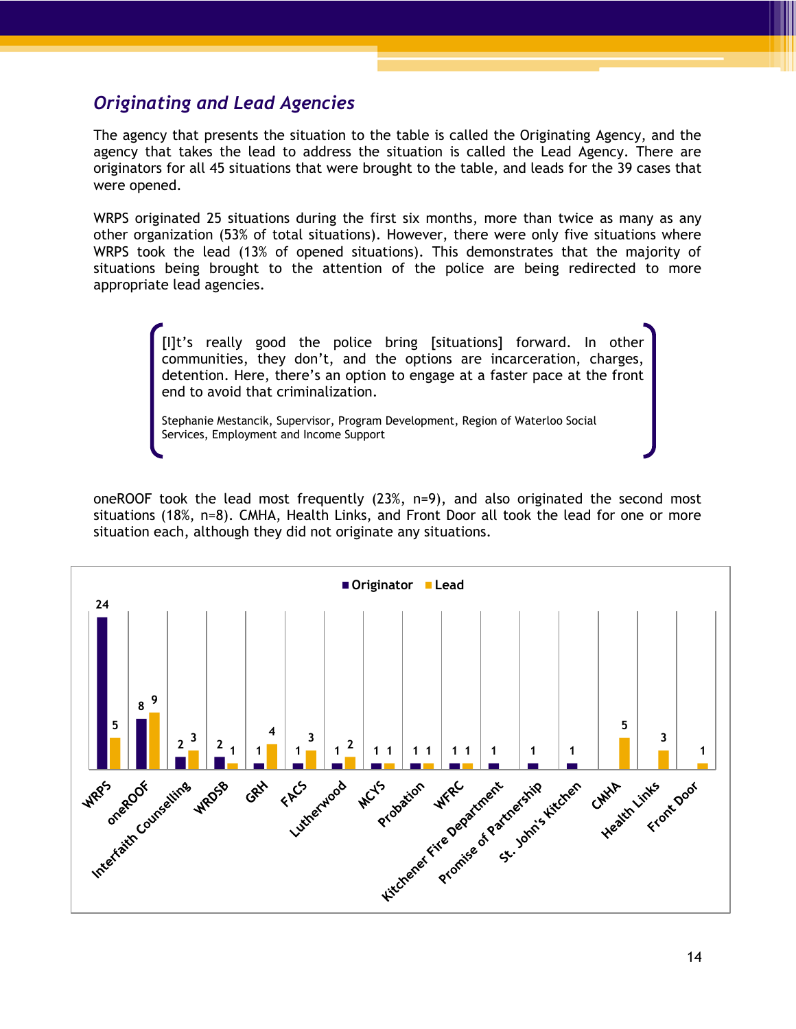## *Originating and Lead Agencies*

The agency that presents the situation to the table is called the Originating Agency, and the agency that takes the lead to address the situation is called the Lead Agency. There are originators for all 45 situations that were brought to the table, and leads for the 39 cases that were opened.

WRPS originated 25 situations during the first six months, more than twice as many as any other organization (53% of total situations). However, there were only five situations where WRPS took the lead (13% of opened situations). This demonstrates that the majority of situations being brought to the attention of the police are being redirected to more appropriate lead agencies.

> [I]t's really good the police bring [situations] forward. In other communities, they don't, and the options are incarceration, charges, detention. Here, there's an option to engage at a faster pace at the front end to avoid that criminalization.
>
> Stephanie Mestancik, Supervisor, Program Development, Region of Waterloo Social Services, Employment and Income Support

oneROOF took the lead most frequently (23%, n=9), and also originated the second most situations (18%, n=8). CMHA, Health Links, and Front Door all took the lead for one or more situation each, although they did not originate any situations.

| Agency | Originator | Lead |
|---|---|---|
| WRPS | 24 | 5 |
| oneROOF | 8 | 9 |
| Interfaith Counselling | 2 | 3 |
| WRDSB | 2 | 1 |
| GRH | 1 | 4 |
| FACS | 1 | 3 |
| Lutherwood | 1 | 2 |
| MCYS | 1 | 1 |
| Probation | 1 | 1 |
| WFRC | 1 | 1 |
| Kitchener Fire Department | 1 | |
| Promise of Partnership | 1 | |
| St. John's Kitchen | 1 | |
| CMHA | | 5 |
| Health Links | | 3 |
| Front Door | | 1 |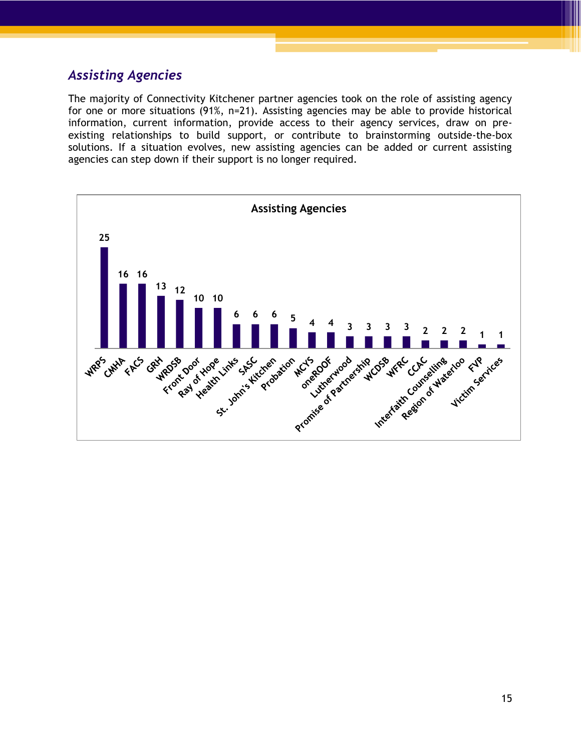## *Assisting Agencies*

The majority of Connectivity Kitchener partner agencies took on the role of assisting agency for one or more situations (91%, n=21). Assisting agencies may be able to provide historical information, current information, provide access to their agency services, draw on pre-existing relationships to build support, or contribute to brainstorming outside-the-box solutions. If a situation evolves, new assisting agencies can be added or current assisting agencies can step down if their support is no longer required.

**Assisting Agencies**

| Agency | Count |
|---|---|
| WRPS | 25 |
| CMHA | 16 |
| FACS | 16 |
| GRH | 13 |
| WRDSB | 12 |
| Front Door | 10 |
| Ray of Hope | 10 |
| Health Links | 6 |
| SASC | 6 |
| St. John's Kitchen | 6 |
| Probation | 5 |
| MCYS | 4 |
| oneROOF | 4 |
| Lutherwood | 3 |
| Promise of Partnership | 3 |
| WCDSB | 3 |
| WFRC | 3 |
| CCAC | 2 |
| Interfaith Counselling | 2 |
| Region of Waterloo | 2 |
| FVP | 1 |
| Victim Services | 1 |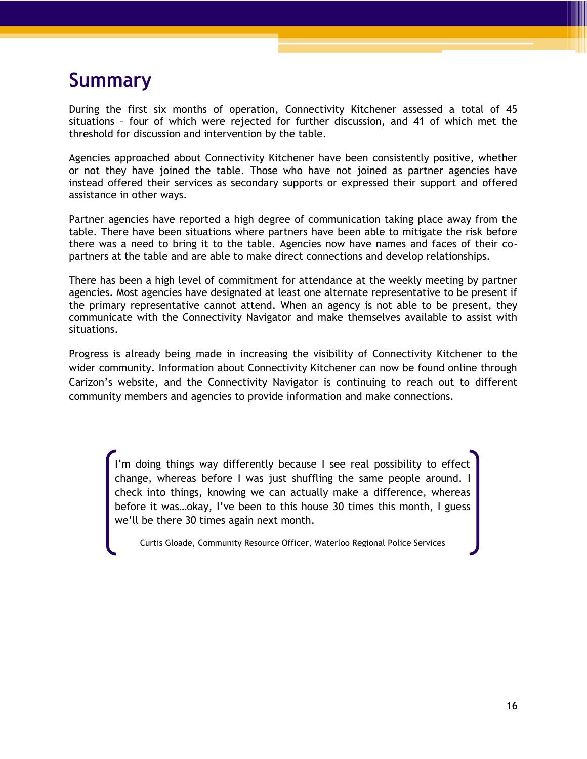# Summary

During the first six months of operation, Connectivity Kitchener assessed a total of 45 situations – four of which were rejected for further discussion, and 41 of which met the threshold for discussion and intervention by the table.

Agencies approached about Connectivity Kitchener have been consistently positive, whether or not they have joined the table. Those who have not joined as partner agencies have instead offered their services as secondary supports or expressed their support and offered assistance in other ways.

Partner agencies have reported a high degree of communication taking place away from the table. There have been situations where partners have been able to mitigate the risk before there was a need to bring it to the table. Agencies now have names and faces of their co-partners at the table and are able to make direct connections and develop relationships.

There has been a high level of commitment for attendance at the weekly meeting by partner agencies. Most agencies have designated at least one alternate representative to be present if the primary representative cannot attend. When an agency is not able to be present, they communicate with the Connectivity Navigator and make themselves available to assist with situations.

Progress is already being made in increasing the visibility of Connectivity Kitchener to the wider community. Information about Connectivity Kitchener can now be found online through Carizon's website, and the Connectivity Navigator is continuing to reach out to different community members and agencies to provide information and make connections.

> I'm doing things way differently because I see real possibility to effect change, whereas before I was just shuffling the same people around. I check into things, knowing we can actually make a difference, whereas before it was…okay, I've been to this house 30 times this month, I guess we'll be there 30 times again next month.
>
> Curtis Gloade, Community Resource Officer, Waterloo Regional Police Services